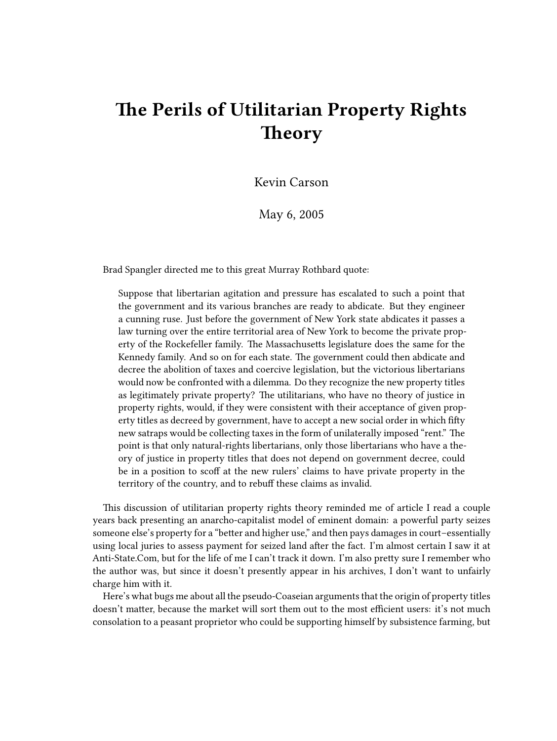# The Perils of Utilitarian Property Rights Theory

Kevin Carson

May 6, 2005

Brad Spangler directed me to this great Murray Rothbard quote:

> Suppose that libertarian agitation and pressure has escalated to such a point that the government and its various branches are ready to abdicate. But they engineer a cunning ruse. Just before the government of New York state abdicates it passes a law turning over the entire territorial area of New York to become the private property of the Rockefeller family. The Massachusetts legislature does the same for the Kennedy family. And so on for each state. The government could then abdicate and decree the abolition of taxes and coercive legislation, but the victorious libertarians would now be confronted with a dilemma. Do they recognize the new property titles as legitimately private property? The utilitarians, who have no theory of justice in property rights, would, if they were consistent with their acceptance of given property titles as decreed by government, have to accept a new social order in which fifty new satraps would be collecting taxes in the form of unilaterally imposed "rent." The point is that only natural-rights libertarians, only those libertarians who have a theory of justice in property titles that does not depend on government decree, could be in a position to scoff at the new rulers' claims to have private property in the territory of the country, and to rebuff these claims as invalid.

This discussion of utilitarian property rights theory reminded me of article I read a couple years back presenting an anarcho-capitalist model of eminent domain: a powerful party seizes someone else's property for a "better and higher use," and then pays damages in court–essentially using local juries to assess payment for seized land after the fact. I'm almost certain I saw it at Anti-State.Com, but for the life of me I can't track it down. I'm also pretty sure I remember who the author was, but since it doesn't presently appear in his archives, I don't want to unfairly charge him with it.

Here's what bugs me about all the pseudo-Coaseian arguments that the origin of property titles doesn't matter, because the market will sort them out to the most efficient users: it's not much consolation to a peasant proprietor who could be supporting himself by subsistence farming, but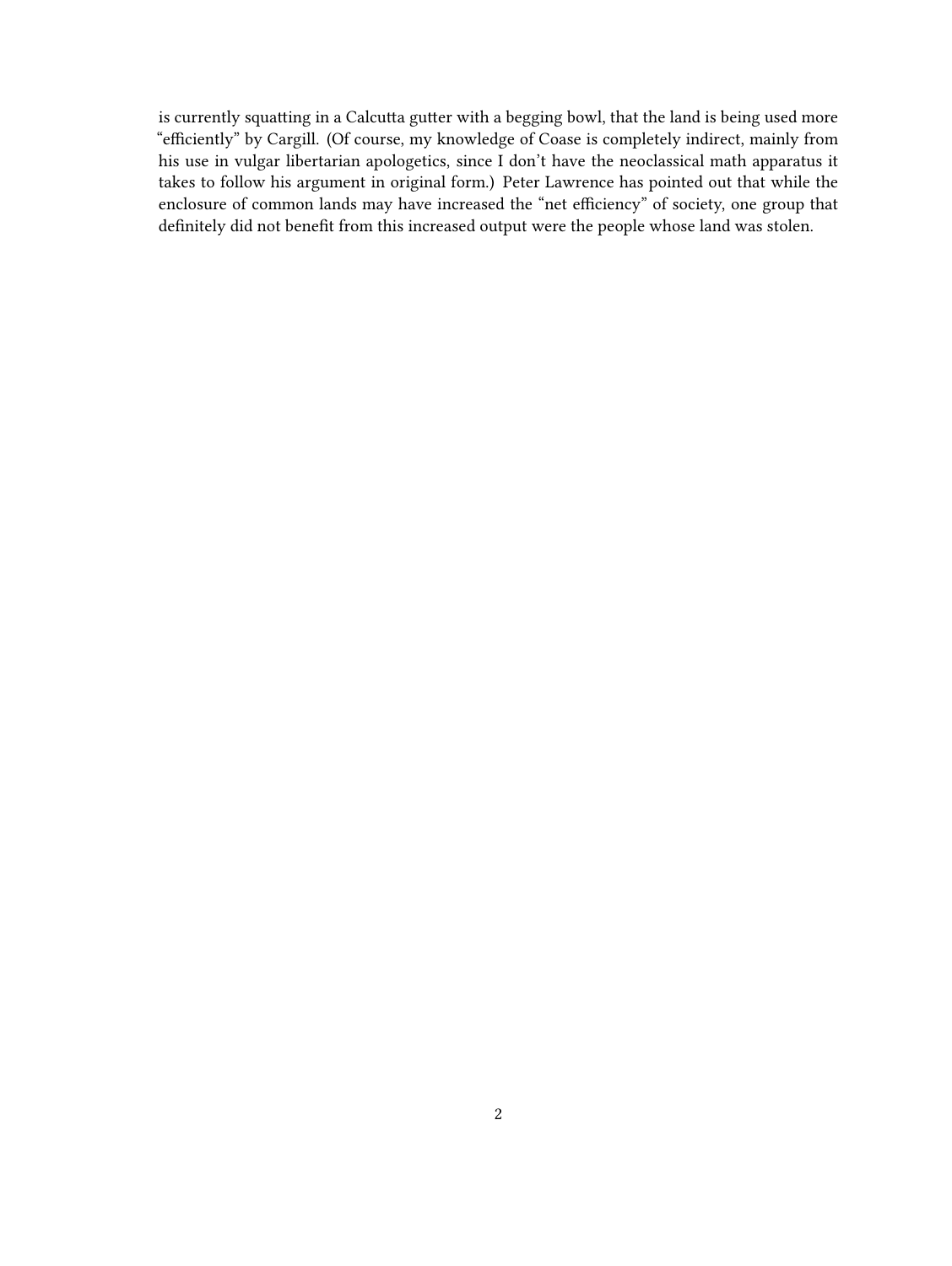is currently squatting in a Calcutta gutter with a begging bowl, that the land is being used more "efficiently" by Cargill. (Of course, my knowledge of Coase is completely indirect, mainly from his use in vulgar libertarian apologetics, since I don't have the neoclassical math apparatus it takes to follow his argument in original form.) Peter Lawrence has pointed out that while the enclosure of common lands may have increased the "net efficiency" of society, one group that definitely did not benefit from this increased output were the people whose land was stolen.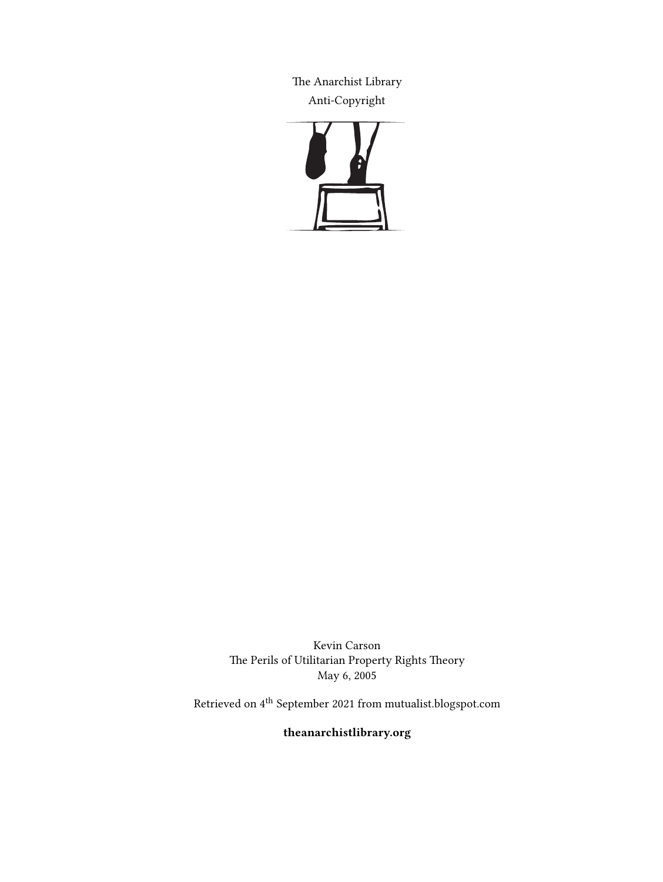The Anarchist Library
Anti-Copyright

Kevin Carson
The Perils of Utilitarian Property Rights Theory
May 6, 2005

Retrieved on 4th September 2021 from mutualist.blogspot.com

**theanarchistlibrary.org**